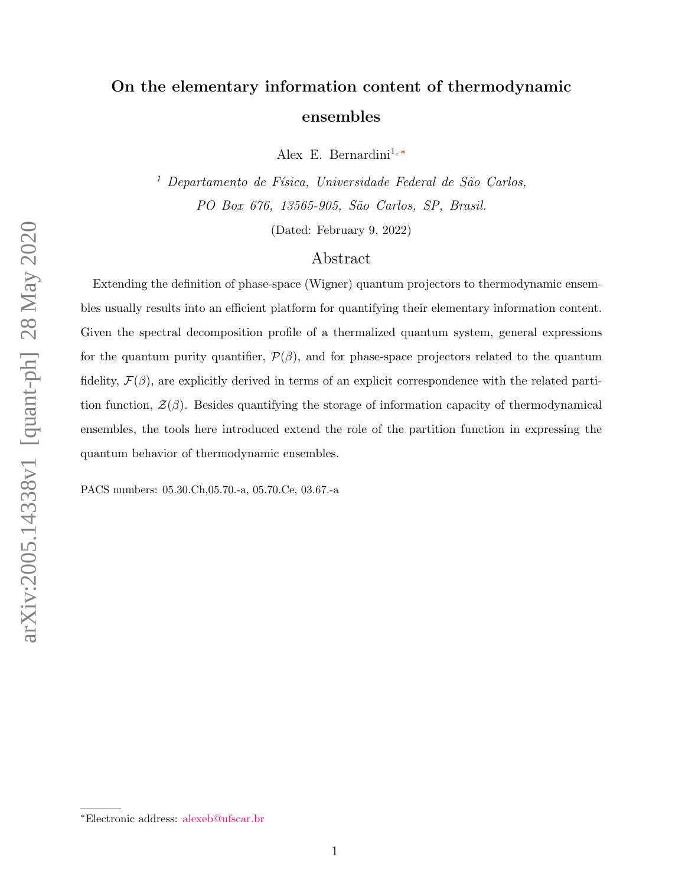# On the elementary information content of thermodynamic ensembles

Alex E. Bernardini[1,*]

[1] *Departamento de Física, Universidade Federal de São Carlos, PO Box 676, 13565-905, São Carlos, SP, Brasil.*

(Dated: February 9, 2022)

## Abstract

Extending the definition of phase-space (Wigner) quantum projectors to thermodynamic ensembles usually results into an efficient platform for quantifying their elementary information content. Given the spectral decomposition profile of a thermalized quantum system, general expressions for the quantum purity quantifier, $\mathcal{P}(\beta)$, and for phase-space projectors related to the quantum fidelity, $\mathcal{F}(\beta)$, are explicitly derived in terms of an explicit correspondence with the related partition function, $\mathcal{Z}(\beta)$. Besides quantifying the storage of information capacity of thermodynamical ensembles, the tools here introduced extend the role of the partition function in expressing the quantum behavior of thermodynamic ensembles.

PACS numbers: 05.30.Ch,05.70.-a, 05.70.Ce, 03.67.-a

---

*Electronic address: alexeb@ufscar.br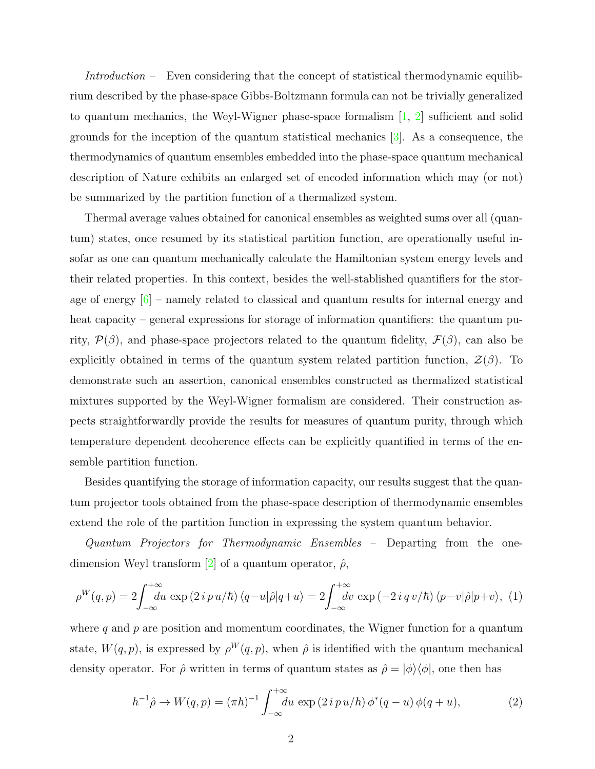*Introduction* – Even considering that the concept of statistical thermodynamic equilibrium described by the phase-space Gibbs-Boltzmann formula can not be trivially generalized to quantum mechanics, the Weyl-Wigner phase-space formalism [1, 2] sufficient and solid grounds for the inception of the quantum statistical mechanics [3]. As a consequence, the thermodynamics of quantum ensembles embedded into the phase-space quantum mechanical description of Nature exhibits an enlarged set of encoded information which may (or not) be summarized by the partition function of a thermalized system.

Thermal average values obtained for canonical ensembles as weighted sums over all (quantum) states, once resumed by its statistical partition function, are operationally useful insofar as one can quantum mechanically calculate the Hamiltonian system energy levels and their related properties. In this context, besides the well-stablished quantifiers for the storage of energy [6] – namely related to classical and quantum results for internal energy and heat capacity – general expressions for storage of information quantifiers: the quantum purity, $\mathcal{P}(\beta)$, and phase-space projectors related to the quantum fidelity, $\mathcal{F}(\beta)$, can also be explicitly obtained in terms of the quantum system related partition function, $\mathcal{Z}(\beta)$. To demonstrate such an assertion, canonical ensembles constructed as thermalized statistical mixtures supported by the Weyl-Wigner formalism are considered. Their construction aspects straightforwardly provide the results for measures of quantum purity, through which temperature dependent decoherence effects can be explicitly quantified in terms of the ensemble partition function.

Besides quantifying the storage of information capacity, our results suggest that the quantum projector tools obtained from the phase-space description of thermodynamic ensembles extend the role of the partition function in expressing the system quantum behavior.

*Quantum Projectors for Thermodynamic Ensembles* – Departing from the one-dimension Weyl transform [2] of a quantum operator, $\hat{\rho}$,

$$\rho^W(q,p) = 2\int_{-\infty}^{+\infty} du\, \exp\left(2\,i\,p\,u/\hbar\right)\langle q-u|\hat{\rho}|q+u\rangle = 2\int_{-\infty}^{+\infty} dv\, \exp\left(-2\,i\,q\,v/\hbar\right)\langle p-v|\hat{\rho}|p+v\rangle,\ (1)$$

where $q$ and $p$ are position and momentum coordinates, the Wigner function for a quantum state, $W(q,p)$, is expressed by $\rho^W(q,p)$, when $\hat{\rho}$ is identified with the quantum mechanical density operator. For $\hat{\rho}$ written in terms of quantum states as $\hat{\rho} = |\phi\rangle\langle\phi|$, one then has

$$h^{-1}\hat{\rho} \rightarrow W(q,p) = (\pi\hbar)^{-1}\int_{-\infty}^{+\infty} du\, \exp\left(2\,i\,p\,u/\hbar\right)\phi^*(q-u)\,\phi(q+u), \tag{2}$$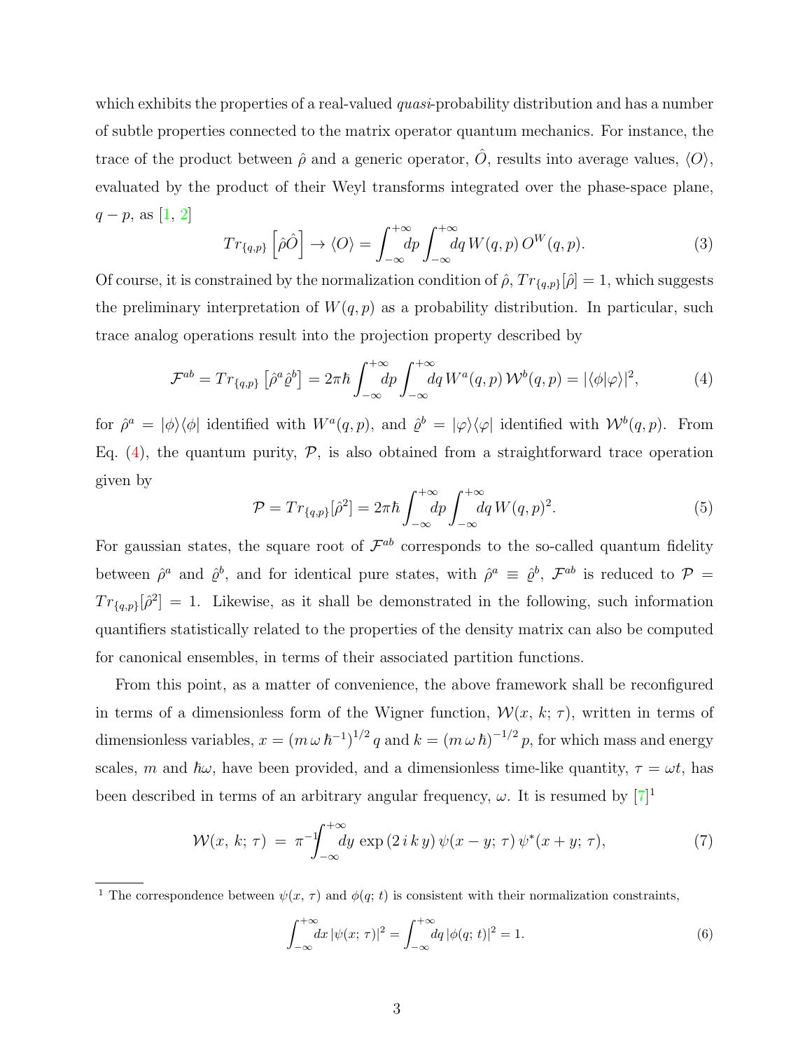which exhibits the properties of a real-valued *quasi*-probability distribution and has a number of subtle properties connected to the matrix operator quantum mechanics. For instance, the trace of the product between $\hat{\rho}$ and a generic operator, $\hat{O}$, results into average values, $\langle O\rangle$, evaluated by the product of their Weyl transforms integrated over the phase-space plane, $q-p$, as [1, 2]

$$Tr_{\{q,p\}}\left[\hat{\rho}\hat{O}\right] \rightarrow \langle O\rangle = \int_{-\infty}^{+\infty}\!dp\int_{-\infty}^{+\infty}\!dq\, W(q,p)\, O^{W}(q,p). \tag{3}$$

Of course, it is constrained by the normalization condition of $\hat{\rho}$, $Tr_{\{q,p\}}[\hat{\rho}] = 1$, which suggests the preliminary interpretation of $W(q,p)$ as a probability distribution. In particular, such trace analog operations result into the projection property described by

$$\mathcal{F}^{ab} = Tr_{\{q,p\}}\left[\hat{\rho}^{a}\hat{\varrho}^{b}\right] = 2\pi\hbar\int_{-\infty}^{+\infty}\!dp\int_{-\infty}^{+\infty}\!dq\, W^{a}(q,p)\,\mathcal{W}^{b}(q,p) = |\langle\phi|\varphi\rangle|^{2}, \tag{4}$$

for $\hat{\rho}^{a} = |\phi\rangle\langle\phi|$ identified with $W^{a}(q,p)$, and $\hat{\varrho}^{b} = |\varphi\rangle\langle\varphi|$ identified with $\mathcal{W}^{b}(q,p)$. From Eq. (4), the quantum purity, $\mathcal{P}$, is also obtained from a straightforward trace operation given by

$$\mathcal{P} = Tr_{\{q,p\}}[\hat{\rho}^{2}] = 2\pi\hbar\int_{-\infty}^{+\infty}\!dp\int_{-\infty}^{+\infty}\!dq\, W(q,p)^{2}. \tag{5}$$

For gaussian states, the square root of $\mathcal{F}^{ab}$ corresponds to the so-called quantum fidelity between $\hat{\rho}^{a}$ and $\hat{\varrho}^{b}$, and for identical pure states, with $\hat{\rho}^{a} \equiv \hat{\varrho}^{b}$, $\mathcal{F}^{ab}$ is reduced to $\mathcal{P} = Tr_{\{q,p\}}[\hat{\rho}^{2}] = 1$. Likewise, as it shall be demonstrated in the following, such information quantifiers statistically related to the properties of the density matrix can also be computed for canonical ensembles, in terms of their associated partition functions.

From this point, as a matter of convenience, the above framework shall be reconfigured in terms of a dimensionless form of the Wigner function, $\mathcal{W}(x,\, k;\, \tau)$, written in terms of dimensionless variables, $x = (m\,\omega\,\hbar^{-1})^{1/2}\,q$ and $k = (m\,\omega\,\hbar)^{-1/2}\,p$, for which mass and energy scales, $m$ and $\hbar\omega$, have been provided, and a dimensionless time-like quantity, $\tau = \omega t$, has been described in terms of an arbitrary angular frequency, $\omega$. It is resumed by [7][1]

$$\mathcal{W}(x,\, k;\, \tau) \;=\; \pi^{-1}\!\int_{-\infty}^{+\infty}\!dy\, \exp\left(2\,i\,k\,y\right)\psi(x-y;\,\tau)\,\psi^{*}(x+y;\,\tau), \tag{7}$$

[1] The correspondence between $\psi(x,\,\tau)$ and $\phi(q;\,t)$ is consistent with their normalization constraints,

$$\int_{-\infty}^{+\infty}\!dx\,|\psi(x;\,\tau)|^{2} = \int_{-\infty}^{+\infty}\!dq\,|\phi(q;\,t)|^{2} = 1. \tag{6}$$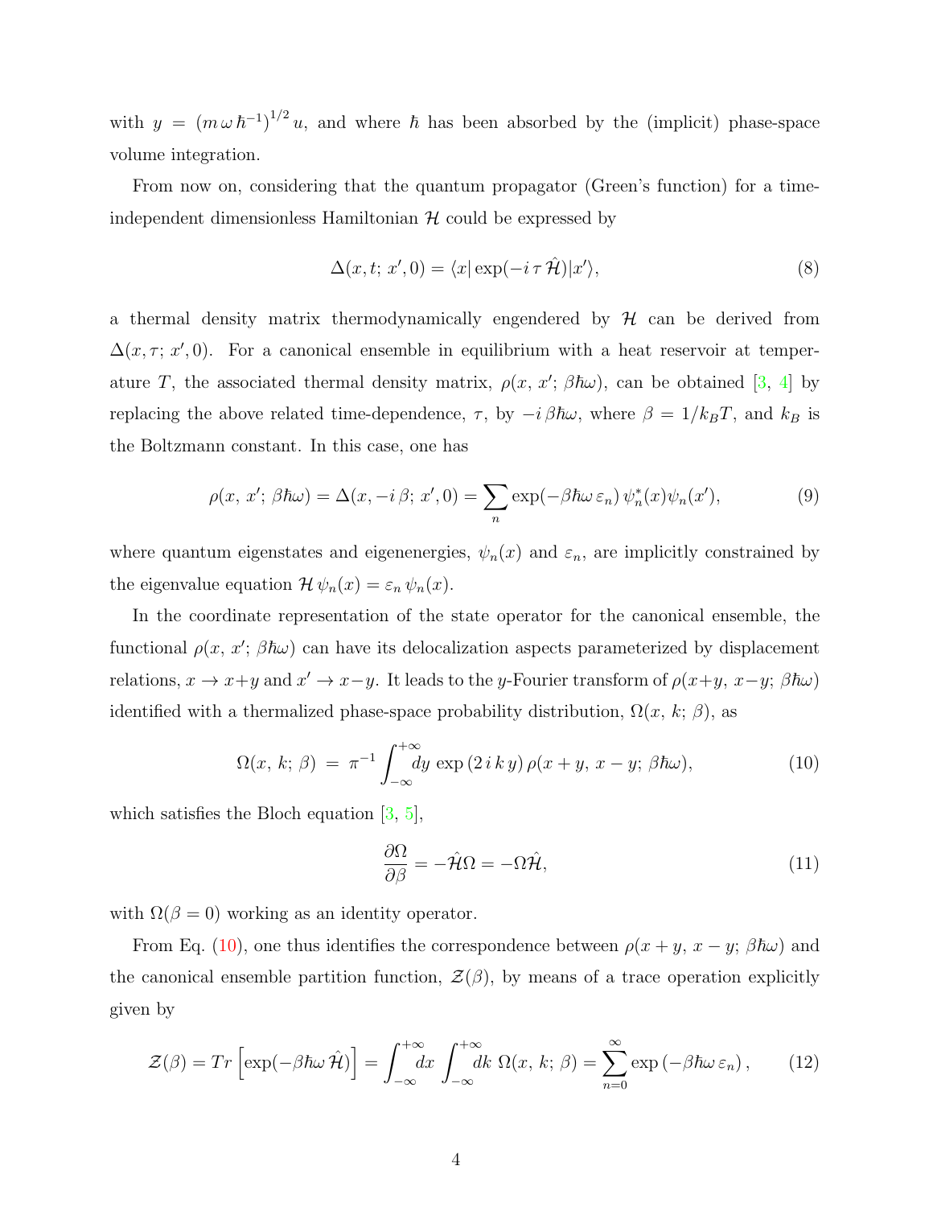with $y = (m\,\omega\,\hbar^{-1})^{1/2}\,u$, and where $\hbar$ has been absorbed by the (implicit) phase-space volume integration.

From now on, considering that the quantum propagator (Green's function) for a time-independent dimensionless Hamiltonian $\mathcal{H}$ could be expressed by

$$\Delta(x,t;\,x',0) = \langle x|\exp(-i\,\tau\,\hat{\mathcal{H}})|x'\rangle, \tag{8}$$

a thermal density matrix thermodynamically engendered by $\mathcal{H}$ can be derived from $\Delta(x,\tau;\,x',0)$. For a canonical ensemble in equilibrium with a heat reservoir at temperature $T$, the associated thermal density matrix, $\rho(x,\,x';\,\beta\hbar\omega)$, can be obtained [3, 4] by replacing the above related time-dependence, $\tau$, by $-i\,\beta\hbar\omega$, where $\beta = 1/k_BT$, and $k_B$ is the Boltzmann constant. In this case, one has

$$\rho(x,\,x';\,\beta\hbar\omega) = \Delta(x,-i\,\beta;\,x',0) = \sum_n \exp(-\beta\hbar\omega\,\varepsilon_n)\,\psi_n^*(x)\psi_n(x'), \tag{9}$$

where quantum eigenstates and eigenenergies, $\psi_n(x)$ and $\varepsilon_n$, are implicitly constrained by the eigenvalue equation $\mathcal{H}\,\psi_n(x) = \varepsilon_n\,\psi_n(x)$.

In the coordinate representation of the state operator for the canonical ensemble, the functional $\rho(x,\,x';\,\beta\hbar\omega)$ can have its delocalization aspects parameterized by displacement relations, $x \to x+y$ and $x' \to x-y$. It leads to the $y$-Fourier transform of $\rho(x+y,\,x-y;\,\beta\hbar\omega)$ identified with a thermalized phase-space probability distribution, $\Omega(x,\,k;\,\beta)$, as

$$\Omega(x,\,k;\,\beta) \;=\; \pi^{-1}\int_{-\infty}^{+\infty}\!dy\,\exp\left(2\,i\,k\,y\right)\rho(x+y,\,x-y;\,\beta\hbar\omega), \tag{10}$$

which satisfies the Bloch equation [3, 5],

$$\frac{\partial\Omega}{\partial\beta} = -\hat{\mathcal{H}}\Omega = -\Omega\hat{\mathcal{H}}, \tag{11}$$

with $\Omega(\beta = 0)$ working as an identity operator.

From Eq. (10), one thus identifies the correspondence between $\rho(x+y,\,x-y;\,\beta\hbar\omega)$ and the canonical ensemble partition function, $\mathcal{Z}(\beta)$, by means of a trace operation explicitly given by

$$\mathcal{Z}(\beta) = Tr\left[\exp(-\beta\hbar\omega\,\hat{\mathcal{H}})\right] = \int_{-\infty}^{+\infty}\!dx\int_{-\infty}^{+\infty}\!dk\;\Omega(x,\,k;\,\beta) = \sum_{n=0}^{\infty}\exp\left(-\beta\hbar\omega\,\varepsilon_n\right), \tag{12}$$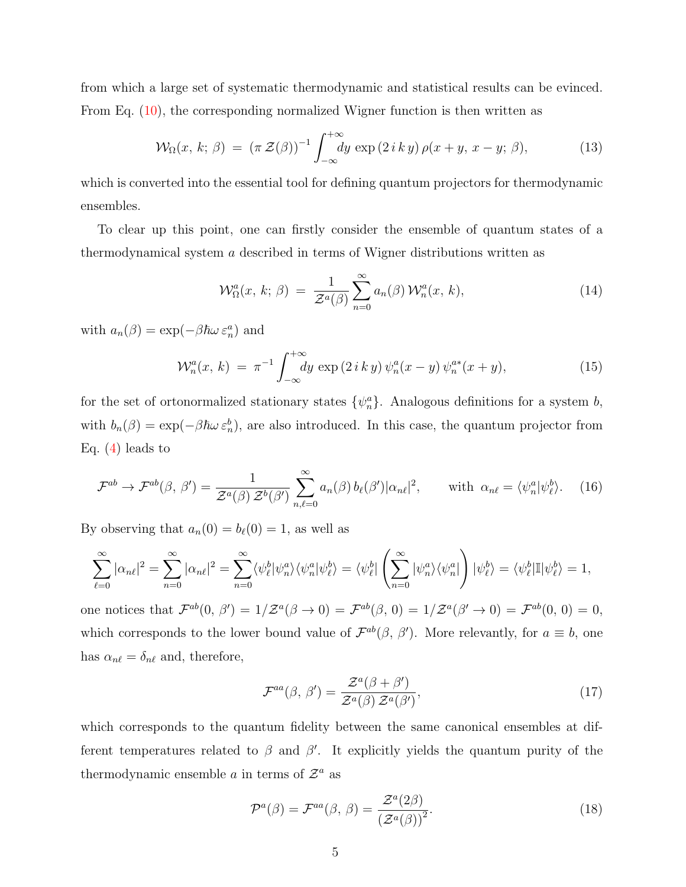from which a large set of systematic thermodynamic and statistical results can be evinced. From Eq. (10), the corresponding normalized Wigner function is then written as

$$\mathcal{W}_{\Omega}(x,\,k;\,\beta) \;=\; (\pi\,\mathcal{Z}(\beta))^{-1}\int_{-\infty}^{+\infty}\!\!dy\,\exp\left(2\,i\,k\,y\right)\rho(x+y,\,x-y;\,\beta), \tag{13}$$

which is converted into the essential tool for defining quantum projectors for thermodynamic ensembles.

To clear up this point, one can firstly consider the ensemble of quantum states of a thermodynamical system $a$ described in terms of Wigner distributions written as

$$\mathcal{W}^{a}_{\Omega}(x,\,k;\,\beta) \;=\; \frac{1}{\mathcal{Z}^{a}(\beta)}\sum_{n=0}^{\infty} a_n(\beta)\,\mathcal{W}^{a}_{n}(x,\,k), \tag{14}$$

with $a_n(\beta) = \exp(-\beta\hbar\omega\,\varepsilon^{a}_{n})$ and

$$\mathcal{W}^{a}_{n}(x,\,k) \;=\; \pi^{-1}\int_{-\infty}^{+\infty}\!\!dy\,\exp\left(2\,i\,k\,y\right)\psi^{a}_{n}(x-y)\,\psi^{a*}_{n}(x+y), \tag{15}$$

for the set of ortonormalized stationary states $\{\psi^{a}_{n}\}$. Analogous definitions for a system $b$, with $b_n(\beta) = \exp(-\beta\hbar\omega\,\varepsilon^{b}_{n})$, are also introduced. In this case, the quantum projector from Eq. (4) leads to

$$\mathcal{F}^{ab} \to \mathcal{F}^{ab}(\beta,\,\beta') = \frac{1}{\mathcal{Z}^{a}(\beta)\,\mathcal{Z}^{b}(\beta')}\sum_{n,\ell=0}^{\infty} a_n(\beta)\,b_\ell(\beta')|\alpha_{n\ell}|^2, \qquad \text{with } \alpha_{n\ell} = \langle\psi^{a}_{n}|\psi^{b}_{\ell}\rangle. \tag{16}$$

By observing that $a_n(0) = b_\ell(0) = 1$, as well as

$$\sum_{\ell=0}^{\infty}|\alpha_{n\ell}|^2 = \sum_{n=0}^{\infty}|\alpha_{n\ell}|^2 = \sum_{n=0}^{\infty}\langle\psi^{b}_{\ell}|\psi^{a}_{n}\rangle\langle\psi^{a}_{n}|\psi^{b}_{\ell}\rangle = \langle\psi^{b}_{\ell}|\left(\sum_{n=0}^{\infty}|\psi^{a}_{n}\rangle\langle\psi^{a}_{n}|\right)|\psi^{b}_{\ell}\rangle = \langle\psi^{b}_{\ell}|\mathbb{I}|\psi^{b}_{\ell}\rangle = 1,$$

one notices that $\mathcal{F}^{ab}(0,\,\beta') = 1/\mathcal{Z}^{a}(\beta\to 0) = \mathcal{F}^{ab}(\beta,\,0) = 1/\mathcal{Z}^{a}(\beta'\to 0) = \mathcal{F}^{ab}(0,\,0) = 0$, which corresponds to the lower bound value of $\mathcal{F}^{ab}(\beta,\,\beta')$. More relevantly, for $a \equiv b$, one has $\alpha_{n\ell} = \delta_{n\ell}$ and, therefore,

$$\mathcal{F}^{aa}(\beta,\,\beta') = \frac{\mathcal{Z}^{a}(\beta+\beta')}{\mathcal{Z}^{a}(\beta)\,\mathcal{Z}^{a}(\beta')}, \tag{17}$$

which corresponds to the quantum fidelity between the same canonical ensembles at different temperatures related to $\beta$ and $\beta'$. It explicitly yields the quantum purity of the thermodynamic ensemble $a$ in terms of $\mathcal{Z}^{a}$ as

$$\mathcal{P}^{a}(\beta) = \mathcal{F}^{aa}(\beta,\,\beta) = \frac{\mathcal{Z}^{a}(2\beta)}{\left(\mathcal{Z}^{a}(\beta)\right)^2}. \tag{18}$$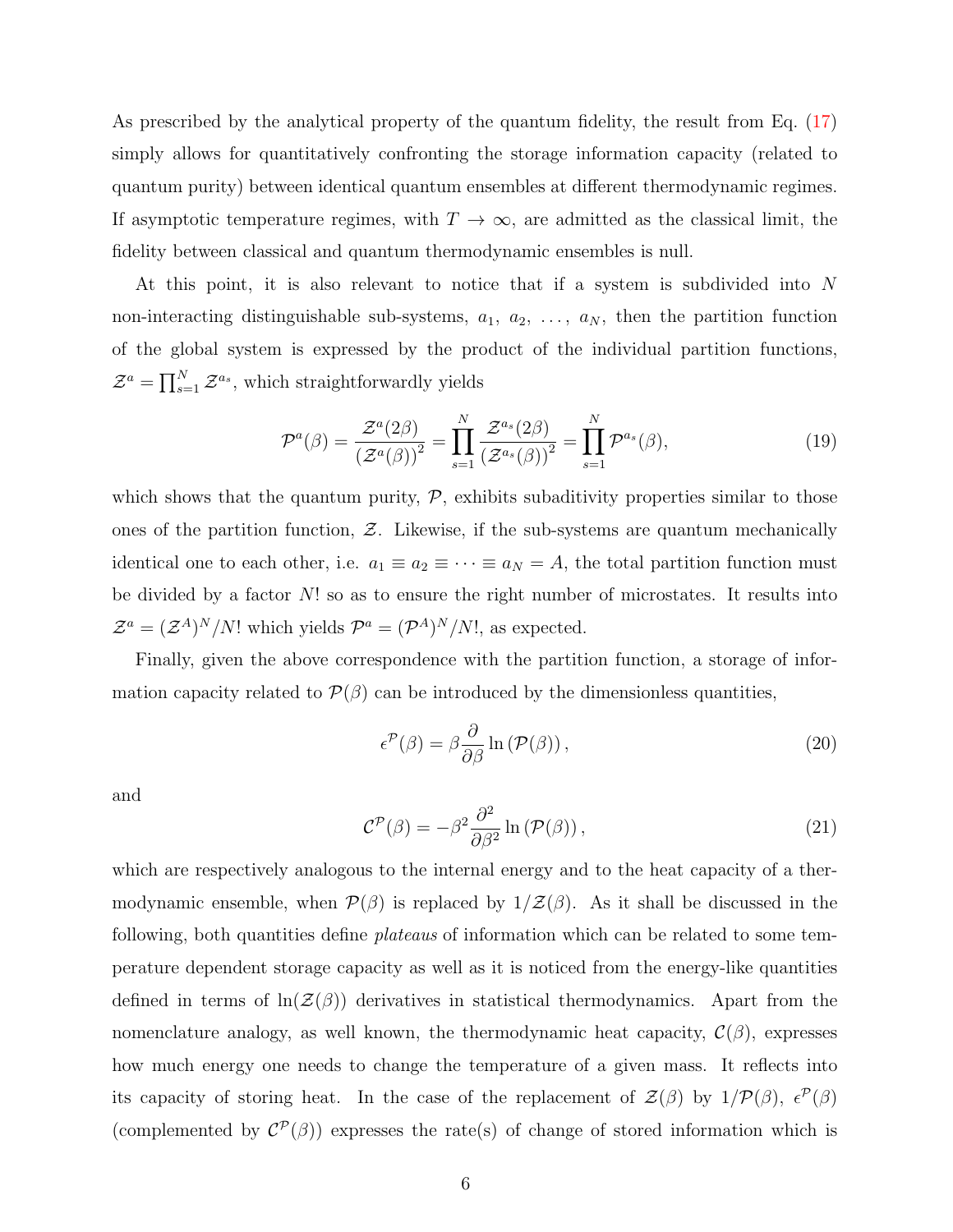As prescribed by the analytical property of the quantum fidelity, the result from Eq. (17) simply allows for quantitatively confronting the storage information capacity (related to quantum purity) between identical quantum ensembles at different thermodynamic regimes. If asymptotic temperature regimes, with $T \to \infty$, are admitted as the classical limit, the fidelity between classical and quantum thermodynamic ensembles is null.

At this point, it is also relevant to notice that if a system is subdivided into $N$ non-interacting distinguishable sub-systems, $a_1, a_2, \ldots, a_N$, then the partition function of the global system is expressed by the product of the individual partition functions, $\mathcal{Z}^a = \prod_{s=1}^{N} \mathcal{Z}^{a_s}$, which straightforwardly yields

$$\mathcal{P}^a(\beta) = \frac{\mathcal{Z}^a(2\beta)}{\left(\mathcal{Z}^a(\beta)\right)^2} = \prod_{s=1}^{N} \frac{\mathcal{Z}^{a_s}(2\beta)}{\left(\mathcal{Z}^{a_s}(\beta)\right)^2} = \prod_{s=1}^{N} \mathcal{P}^{a_s}(\beta), \tag{19}$$

which shows that the quantum purity, $\mathcal{P}$, exhibits subaditivity properties similar to those ones of the partition function, $\mathcal{Z}$. Likewise, if the sub-systems are quantum mechanically identical one to each other, i.e. $a_1 \equiv a_2 \equiv \cdots \equiv a_N = A$, the total partition function must be divided by a factor $N!$ so as to ensure the right number of microstates. It results into $\mathcal{Z}^a = (\mathcal{Z}^A)^N/N!$ which yields $\mathcal{P}^a = (\mathcal{P}^A)^N/N!$, as expected.

Finally, given the above correspondence with the partition function, a storage of information capacity related to $\mathcal{P}(\beta)$ can be introduced by the dimensionless quantities,

$$\epsilon^{\mathcal{P}}(\beta) = \beta \frac{\partial}{\partial \beta} \ln\left(\mathcal{P}(\beta)\right), \tag{20}$$

and

$$\mathcal{C}^{\mathcal{P}}(\beta) = -\beta^2 \frac{\partial^2}{\partial \beta^2} \ln\left(\mathcal{P}(\beta)\right), \tag{21}$$

which are respectively analogous to the internal energy and to the heat capacity of a thermodynamic ensemble, when $\mathcal{P}(\beta)$ is replaced by $1/\mathcal{Z}(\beta)$. As it shall be discussed in the following, both quantities define *plateaus* of information which can be related to some temperature dependent storage capacity as well as it is noticed from the energy-like quantities defined in terms of $\ln(\mathcal{Z}(\beta))$ derivatives in statistical thermodynamics. Apart from the nomenclature analogy, as well known, the thermodynamic heat capacity, $\mathcal{C}(\beta)$, expresses how much energy one needs to change the temperature of a given mass. It reflects into its capacity of storing heat. In the case of the replacement of $\mathcal{Z}(\beta)$ by $1/\mathcal{P}(\beta)$, $\epsilon^{\mathcal{P}}(\beta)$ (complemented by $\mathcal{C}^{\mathcal{P}}(\beta)$) expresses the rate(s) of change of stored information which is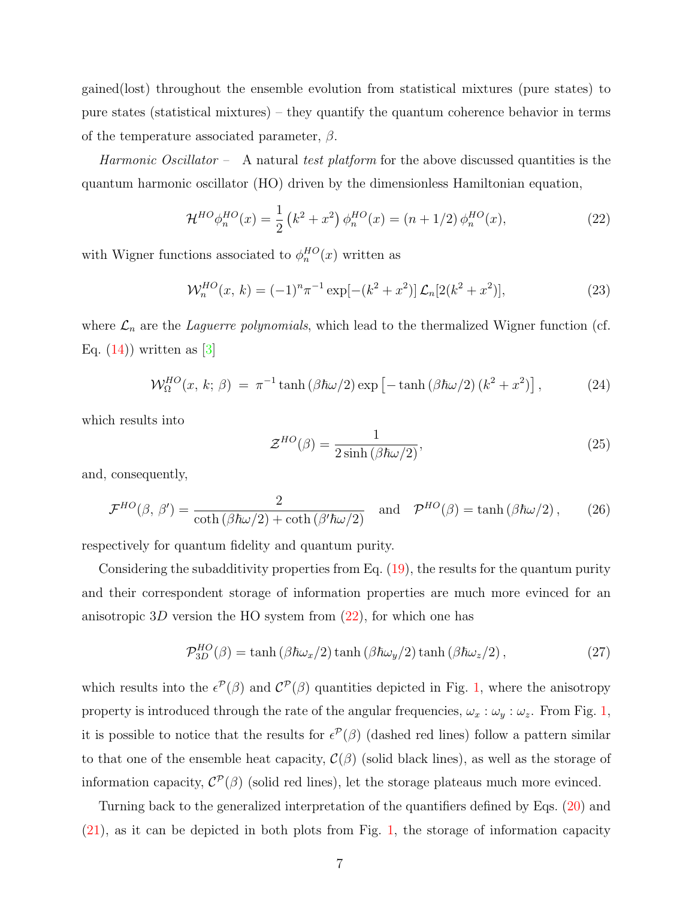gained(lost) throughout the ensemble evolution from statistical mixtures (pure states) to pure states (statistical mixtures) – they quantify the quantum coherence behavior in terms of the temperature associated parameter, $\beta$.

*Harmonic Oscillator* – A natural *test platform* for the above discussed quantities is the quantum harmonic oscillator (HO) driven by the dimensionless Hamiltonian equation,

$$\mathcal{H}^{HO}\phi_n^{HO}(x) = \frac{1}{2}\left(k^2 + x^2\right)\phi_n^{HO}(x) = (n + 1/2)\,\phi_n^{HO}(x), \tag{22}$$

with Wigner functions associated to $\phi_n^{HO}(x)$ written as

$$\mathcal{W}_n^{HO}(x,\,k) = (-1)^n \pi^{-1} \exp[-(k^2 + x^2)]\,\mathcal{L}_n[2(k^2 + x^2)], \tag{23}$$

where $\mathcal{L}_n$ are the *Laguerre polynomials*, which lead to the thermalized Wigner function (cf. Eq. (14)) written as [3]

$$\mathcal{W}_{\Omega}^{HO}(x,\,k;\,\beta) \;=\; \pi^{-1}\tanh\left(\beta\hbar\omega/2\right)\exp\left[-\tanh\left(\beta\hbar\omega/2\right)(k^2 + x^2)\right], \tag{24}$$

which results into

$$\mathcal{Z}^{HO}(\beta) = \frac{1}{2\sinh\left(\beta\hbar\omega/2\right)}, \tag{25}$$

and, consequently,

$$\mathcal{F}^{HO}(\beta,\,\beta') = \frac{2}{\coth\left(\beta\hbar\omega/2\right) + \coth\left(\beta'\hbar\omega/2\right)} \quad \text{and} \quad \mathcal{P}^{HO}(\beta) = \tanh\left(\beta\hbar\omega/2\right), \tag{26}$$

respectively for quantum fidelity and quantum purity.

Considering the subadditivity properties from Eq. (19), the results for the quantum purity and their correspondent storage of information properties are much more evinced for an anisotropic $3D$ version the HO system from (22), for which one has

$$\mathcal{P}_{3D}^{HO}(\beta) = \tanh\left(\beta\hbar\omega_x/2\right)\tanh\left(\beta\hbar\omega_y/2\right)\tanh\left(\beta\hbar\omega_z/2\right), \tag{27}$$

which results into the $\epsilon^{\mathcal{P}}(\beta)$ and $\mathcal{C}^{\mathcal{P}}(\beta)$ quantities depicted in Fig. 1, where the anisotropy property is introduced through the rate of the angular frequencies, $\omega_x : \omega_y : \omega_z$. From Fig. 1, it is possible to notice that the results for $\epsilon^{\mathcal{P}}(\beta)$ (dashed red lines) follow a pattern similar to that one of the ensemble heat capacity, $\mathcal{C}(\beta)$ (solid black lines), as well as the storage of information capacity, $\mathcal{C}^{\mathcal{P}}(\beta)$ (solid red lines), let the storage plateaus much more evinced.

Turning back to the generalized interpretation of the quantifiers defined by Eqs. (20) and (21), as it can be depicted in both plots from Fig. 1, the storage of information capacity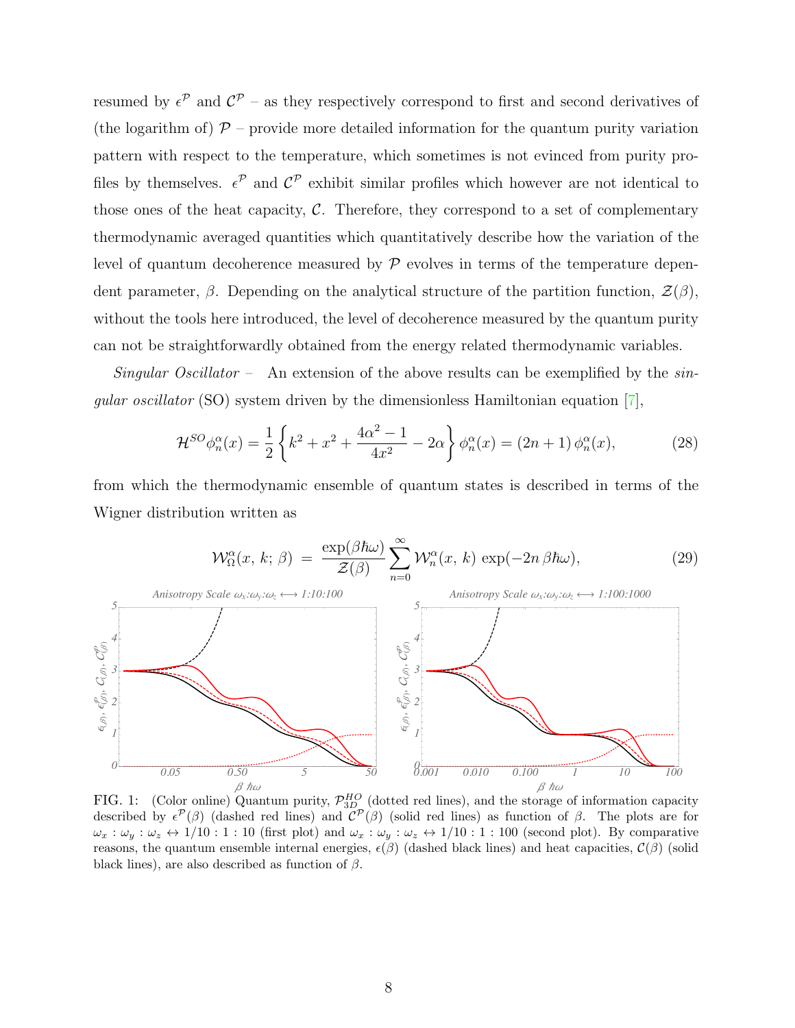resumed by $\epsilon^{\mathcal{P}}$ and $\mathcal{C}^{\mathcal{P}}$ – as they respectively correspond to first and second derivatives of (the logarithm of) $\mathcal{P}$ – provide more detailed information for the quantum purity variation pattern with respect to the temperature, which sometimes is not evinced from purity profiles by themselves. $\epsilon^{\mathcal{P}}$ and $\mathcal{C}^{\mathcal{P}}$ exhibit similar profiles which however are not identical to those ones of the heat capacity, $\mathcal{C}$. Therefore, they correspond to a set of complementary thermodynamic averaged quantities which quantitatively describe how the variation of the level of quantum decoherence measured by $\mathcal{P}$ evolves in terms of the temperature dependent parameter, $\beta$. Depending on the analytical structure of the partition function, $\mathcal{Z}(\beta)$, without the tools here introduced, the level of decoherence measured by the quantum purity can not be straightforwardly obtained from the energy related thermodynamic variables.

*Singular Oscillator* – An extension of the above results can be exemplified by the *singular oscillator* (SO) system driven by the dimensionless Hamiltonian equation [7],

$$\mathcal{H}^{SO}\phi_n^\alpha(x) = \frac{1}{2}\left\{k^2 + x^2 + \frac{4\alpha^2-1}{4x^2} - 2\alpha\right\}\phi_n^\alpha(x) = (2n+1)\,\phi_n^\alpha(x), \tag{28}$$

from which the thermodynamic ensemble of quantum states is described in terms of the Wigner distribution written as

$$\mathcal{W}^\alpha_\Omega(x,\,k;\,\beta) \;=\; \frac{\exp(\beta\hbar\omega)}{\mathcal{Z}(\beta)}\sum_{n=0}^{\infty}\mathcal{W}^\alpha_n(x,\,k)\,\exp(-2n\,\beta\hbar\omega), \tag{29}$$

FIG. 1: (Color online) Quantum purity, $\mathcal{P}^{HO}_{3D}$ (dotted red lines), and the storage of information capacity described by $\epsilon^{\mathcal{P}}(\beta)$ (dashed red lines) and $\mathcal{C}^{\mathcal{P}}(\beta)$ (solid red lines) as function of $\beta$. The plots are for $\omega_x:\omega_y:\omega_z \leftrightarrow 1/10:1:10$ (first plot) and $\omega_x:\omega_y:\omega_z \leftrightarrow 1/10:1:100$ (second plot). By comparative reasons, the quantum ensemble internal energies, $\epsilon(\beta)$ (dashed black lines) and heat capacities, $\mathcal{C}(\beta)$ (solid black lines), are also described as function of $\beta$.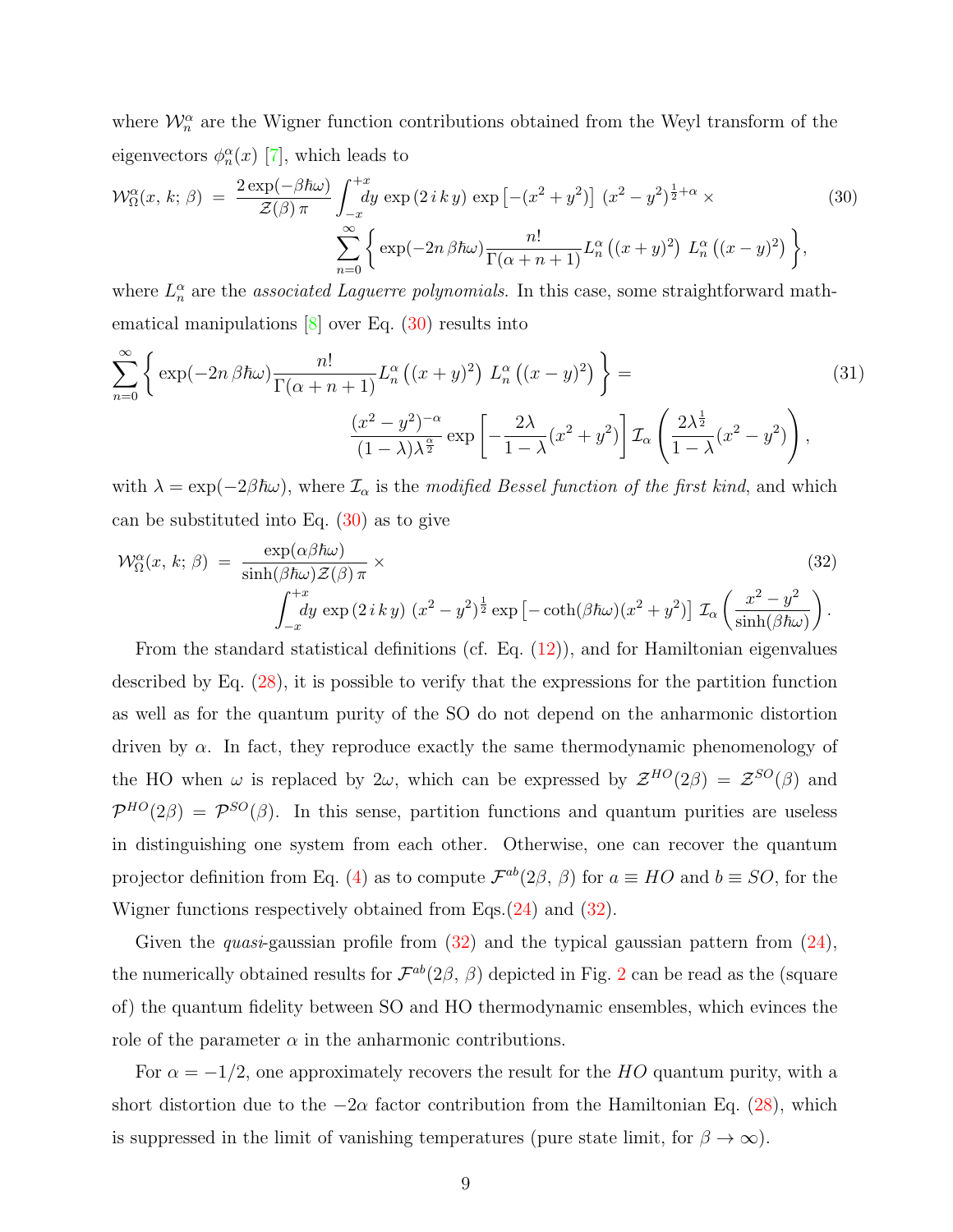where $\mathcal{W}_n^\alpha$ are the Wigner function contributions obtained from the Weyl transform of the eigenvectors $\phi_n^\alpha(x)$ [7], which leads to

$$
\begin{aligned}
\mathcal{W}_\Omega^\alpha(x,\,k;\,\beta) \;=\; & \frac{2\exp(-\beta\hbar\omega)}{\mathcal{Z}(\beta)\,\pi}\int_{-x}^{+x} dy\,\exp\left(2\,i\,k\,y\right)\,\exp\left[-(x^2+y^2)\right]\,(x^2-y^2)^{\frac{1}{2}+\alpha}\times \\
& \sum_{n=0}^{\infty}\left\{\exp(-2n\,\beta\hbar\omega)\frac{n!}{\Gamma(\alpha+n+1)}L_n^\alpha\left((x+y)^2\right)\,L_n^\alpha\left((x-y)^2\right)\right\},
\end{aligned}
\tag{30}
$$

where $L_n^\alpha$ are the *associated Laguerre polynomials*. In this case, some straightforward mathematical manipulations [8] over Eq. (30) results into

$$
\begin{aligned}
\sum_{n=0}^{\infty}\left\{\exp(-2n\,\beta\hbar\omega)\frac{n!}{\Gamma(\alpha+n+1)}L_n^\alpha\left((x+y)^2\right)\,L_n^\alpha\left((x-y)^2\right)\right\} = & \\
\frac{(x^2-y^2)^{-\alpha}}{(1-\lambda)\lambda^{\frac{\alpha}{2}}}\exp\left[-\frac{2\lambda}{1-\lambda}(x^2+y^2)\right]\mathcal{I}_\alpha\left(\frac{2\lambda^{\frac{1}{2}}}{1-\lambda}(x^2-y^2)\right)&,
\end{aligned}
\tag{31}
$$

with $\lambda = \exp(-2\beta\hbar\omega)$, where $\mathcal{I}_\alpha$ is the *modified Bessel function of the first kind*, and which can be substituted into Eq. (30) as to give

$$
\begin{aligned}
\mathcal{W}_\Omega^\alpha(x,\,k;\,\beta) \;=\; & \frac{\exp(\alpha\beta\hbar\omega)}{\sinh(\beta\hbar\omega)\mathcal{Z}(\beta)\,\pi}\times \\
& \int_{-x}^{+x} dy\,\exp\left(2\,i\,k\,y\right)\,(x^2-y^2)^{\frac{1}{2}}\exp\left[-\coth(\beta\hbar\omega)(x^2+y^2)\right]\,\mathcal{I}_\alpha\left(\frac{x^2-y^2}{\sinh(\beta\hbar\omega)}\right).
\end{aligned}
\tag{32}
$$

From the standard statistical definitions (cf. Eq. (12)), and for Hamiltonian eigenvalues described by Eq. (28), it is possible to verify that the expressions for the partition function as well as for the quantum purity of the SO do not depend on the anharmonic distortion driven by $\alpha$. In fact, they reproduce exactly the same thermodynamic phenomenology of the HO when $\omega$ is replaced by $2\omega$, which can be expressed by $\mathcal{Z}^{HO}(2\beta) = \mathcal{Z}^{SO}(\beta)$ and $\mathcal{P}^{HO}(2\beta) = \mathcal{P}^{SO}(\beta)$. In this sense, partition functions and quantum purities are useless in distinguishing one system from each other. Otherwise, one can recover the quantum projector definition from Eq. (4) as to compute $\mathcal{F}^{ab}(2\beta,\,\beta)$ for $a \equiv HO$ and $b \equiv SO$, for the Wigner functions respectively obtained from Eqs.(24) and (32).

Given the *quasi*-gaussian profile from (32) and the typical gaussian pattern from (24), the numerically obtained results for $\mathcal{F}^{ab}(2\beta,\,\beta)$ depicted in Fig. 2 can be read as the (square of) the quantum fidelity between SO and HO thermodynamic ensembles, which evinces the role of the parameter $\alpha$ in the anharmonic contributions.

For $\alpha = -1/2$, one approximately recovers the result for the $HO$ quantum purity, with a short distortion due to the $-2\alpha$ factor contribution from the Hamiltonian Eq. (28), which is suppressed in the limit of vanishing temperatures (pure state limit, for $\beta \to \infty$).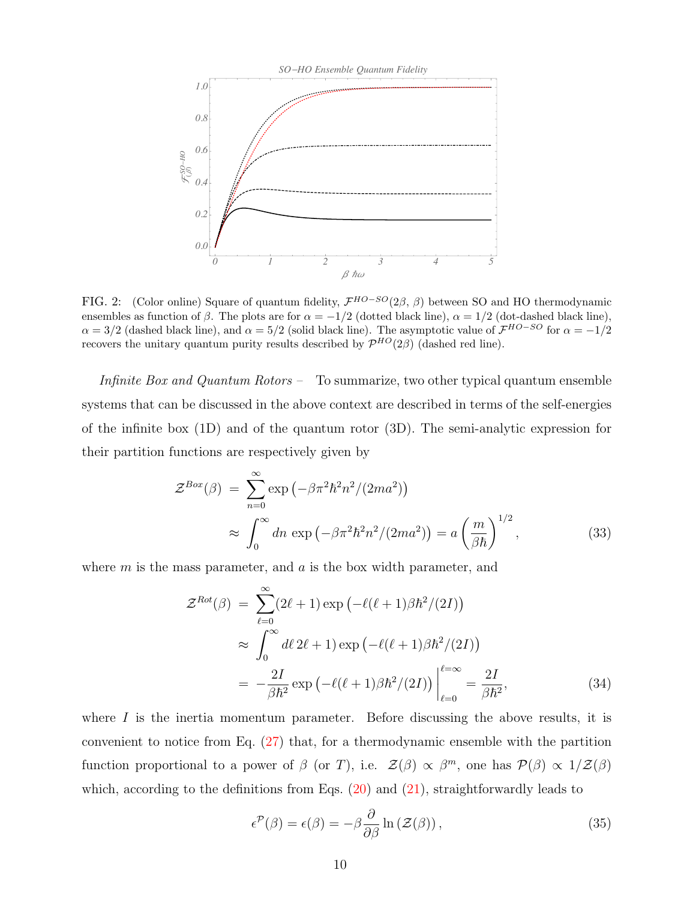FIG. 2: (Color online) Square of quantum fidelity, $\mathcal{F}^{HO-SO}(2\beta,\,\beta)$ between SO and HO thermodynamic ensembles as function of $\beta$. The plots are for $\alpha = -1/2$ (dotted black line), $\alpha = 1/2$ (dot-dashed black line), $\alpha = 3/2$ (dashed black line), and $\alpha = 5/2$ (solid black line). The asymptotic value of $\mathcal{F}^{HO-SO}$ for $\alpha = -1/2$ recovers the unitary quantum purity results described by $\mathcal{P}^{HO}(2\beta)$ (dashed red line).

*Infinite Box and Quantum Rotors* – To summarize, two other typical quantum ensemble systems that can be discussed in the above context are described in terms of the self-energies of the infinite box (1D) and of the quantum rotor (3D). The semi-analytic expression for their partition functions are respectively given by

$$
\begin{aligned}
\mathcal{Z}^{Box}(\beta) &= \sum_{n=0}^{\infty} \exp\left(-\beta\pi^2\hbar^2 n^2/(2ma^2)\right) \\
&\approx \int_0^{\infty} dn\, \exp\left(-\beta\pi^2\hbar^2 n^2/(2ma^2)\right) = a\left(\frac{m}{\beta\hbar}\right)^{1/2},
\end{aligned}
\tag{33}
$$

where $m$ is the mass parameter, and $a$ is the box width parameter, and

$$
\begin{aligned}
\mathcal{Z}^{Rot}(\beta) &= \sum_{\ell=0}^{\infty} (2\ell+1)\exp\left(-\ell(\ell+1)\beta\hbar^2/(2I)\right) \\
&\approx \int_0^{\infty} d\ell\, 2\ell+1)\exp\left(-\ell(\ell+1)\beta\hbar^2/(2I)\right) \\
&= -\frac{2I}{\beta\hbar^2}\exp\left(-\ell(\ell+1)\beta\hbar^2/(2I)\right)\Big|_{\ell=0}^{\ell=\infty} = \frac{2I}{\beta\hbar^2},
\end{aligned}
\tag{34}
$$

where $I$ is the inertia momentum parameter. Before discussing the above results, it is convenient to notice from Eq. (27) that, for a thermodynamic ensemble with the partition function proportional to a power of $\beta$ (or $T$), i.e. $\mathcal{Z}(\beta) \propto \beta^m$, one has $\mathcal{P}(\beta) \propto 1/\mathcal{Z}(\beta)$ which, according to the definitions from Eqs. (20) and (21), straightforwardly leads to

$$
\epsilon^{\mathcal{P}}(\beta) = \epsilon(\beta) = -\beta\frac{\partial}{\partial\beta}\ln\left(\mathcal{Z}(\beta)\right),
\tag{35}
$$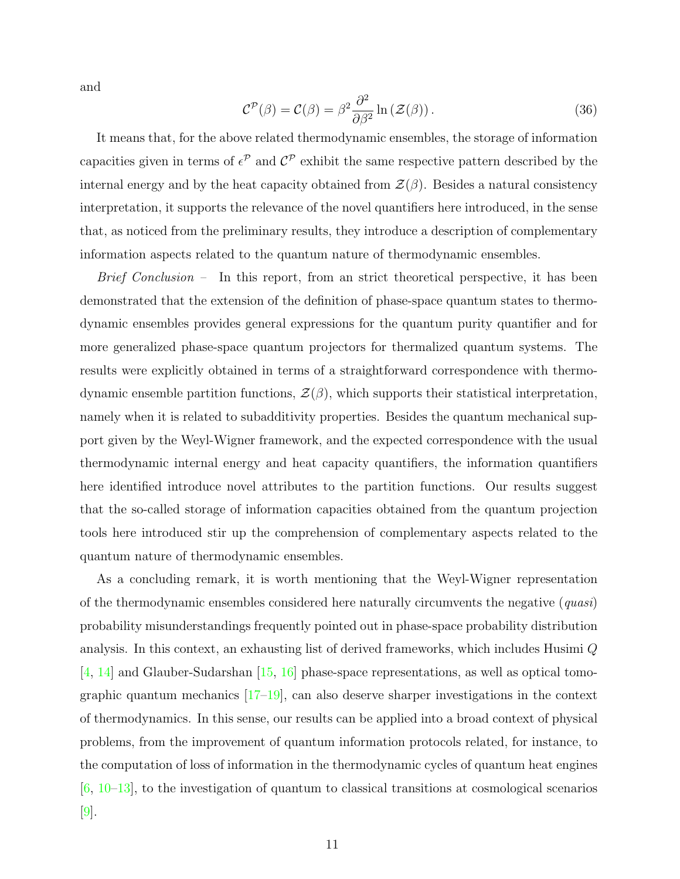and

$$\mathcal{C}^{\mathcal{P}}(\beta) = \mathcal{C}(\beta) = \beta^2 \frac{\partial^2}{\partial \beta^2} \ln(\mathcal{Z}(\beta)). \tag{36}$$

It means that, for the above related thermodynamic ensembles, the storage of information capacities given in terms of $\epsilon^{\mathcal{P}}$ and $\mathcal{C}^{\mathcal{P}}$ exhibit the same respective pattern described by the internal energy and by the heat capacity obtained from $\mathcal{Z}(\beta)$. Besides a natural consistency interpretation, it supports the relevance of the novel quantifiers here introduced, in the sense that, as noticed from the preliminary results, they introduce a description of complementary information aspects related to the quantum nature of thermodynamic ensembles.

*Brief Conclusion –* In this report, from an strict theoretical perspective, it has been demonstrated that the extension of the definition of phase-space quantum states to thermodynamic ensembles provides general expressions for the quantum purity quantifier and for more generalized phase-space quantum projectors for thermalized quantum systems. The results were explicitly obtained in terms of a straightforward correspondence with thermodynamic ensemble partition functions, $\mathcal{Z}(\beta)$, which supports their statistical interpretation, namely when it is related to subadditivity properties. Besides the quantum mechanical support given by the Weyl-Wigner framework, and the expected correspondence with the usual thermodynamic internal energy and heat capacity quantifiers, the information quantifiers here identified introduce novel attributes to the partition functions. Our results suggest that the so-called storage of information capacities obtained from the quantum projection tools here introduced stir up the comprehension of complementary aspects related to the quantum nature of thermodynamic ensembles.

As a concluding remark, it is worth mentioning that the Weyl-Wigner representation of the thermodynamic ensembles considered here naturally circumvents the negative (*quasi*) probability misunderstandings frequently pointed out in phase-space probability distribution analysis. In this context, an exhausting list of derived frameworks, which includes Husimi $Q$ [4, 14] and Glauber-Sudarshan [15, 16] phase-space representations, as well as optical tomographic quantum mechanics [17–19], can also deserve sharper investigations in the context of thermodynamics. In this sense, our results can be applied into a broad context of physical problems, from the improvement of quantum information protocols related, for instance, to the computation of loss of information in the thermodynamic cycles of quantum heat engines [6, 10–13], to the investigation of quantum to classical transitions at cosmological scenarios [9].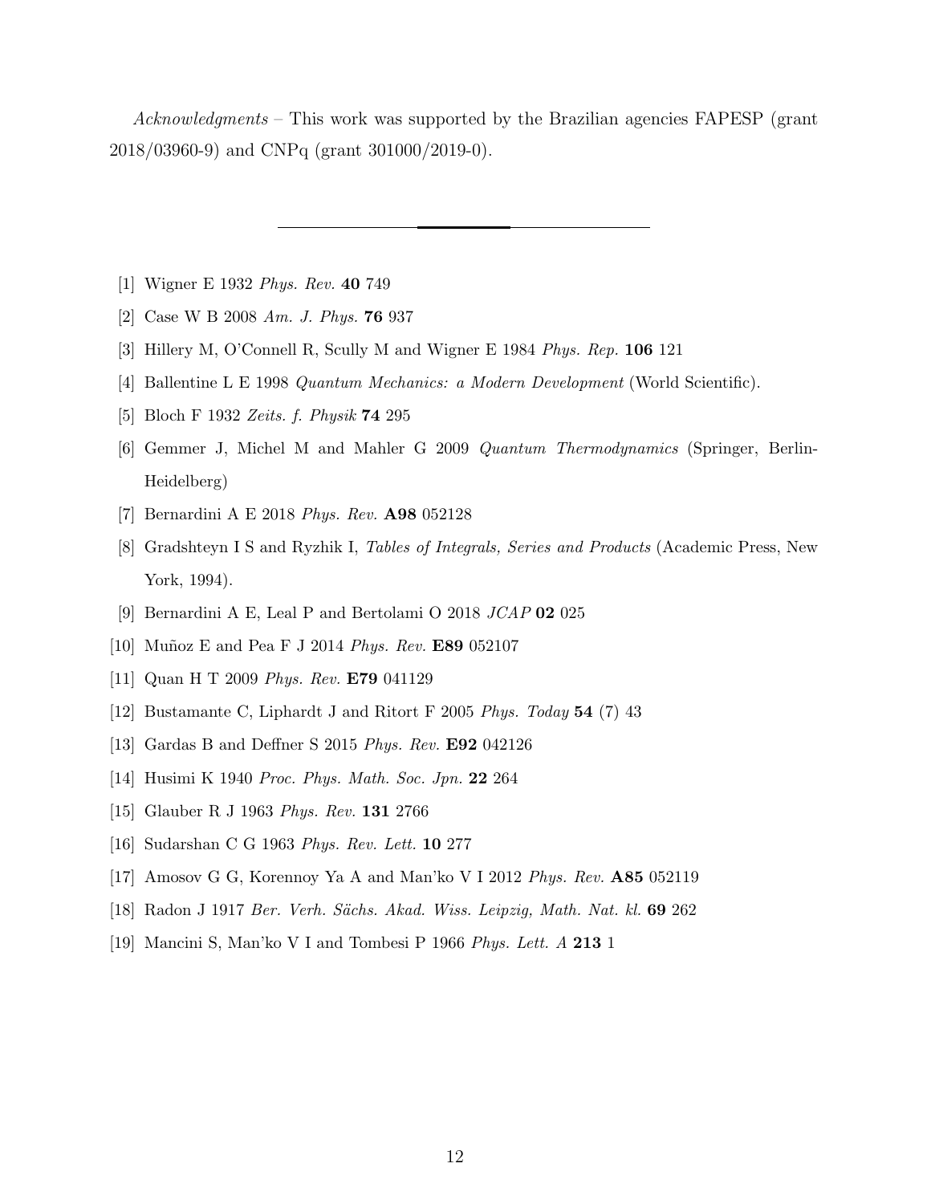*Acknowledgments* – This work was supported by the Brazilian agencies FAPESP (grant 2018/03960-9) and CNPq (grant 301000/2019-0).

---

[1] Wigner E 1932 *Phys. Rev.* **40** 749

[2] Case W B 2008 *Am. J. Phys.* **76** 937

[3] Hillery M, O'Connell R, Scully M and Wigner E 1984 *Phys. Rep.* **106** 121

[4] Ballentine L E 1998 *Quantum Mechanics: a Modern Development* (World Scientific).

[5] Bloch F 1932 *Zeits. f. Physik* **74** 295

[6] Gemmer J, Michel M and Mahler G 2009 *Quantum Thermodynamics* (Springer, Berlin-Heidelberg)

[7] Bernardini A E 2018 *Phys. Rev.* **A98** 052128

[8] Gradshteyn I S and Ryzhik I, *Tables of Integrals, Series and Products* (Academic Press, New York, 1994).

[9] Bernardini A E, Leal P and Bertolami O 2018 *JCAP* **02** 025

[10] Muñoz E and Pea F J 2014 *Phys. Rev.* **E89** 052107

[11] Quan H T 2009 *Phys. Rev.* **E79** 041129

[12] Bustamante C, Liphardt J and Ritort F 2005 *Phys. Today* **54** (7) 43

[13] Gardas B and Deffner S 2015 *Phys. Rev.* **E92** 042126

[14] Husimi K 1940 *Proc. Phys. Math. Soc. Jpn.* **22** 264

[15] Glauber R J 1963 *Phys. Rev.* **131** 2766

[16] Sudarshan C G 1963 *Phys. Rev. Lett.* **10** 277

[17] Amosov G G, Korennoy Ya A and Man'ko V I 2012 *Phys. Rev.* **A85** 052119

[18] Radon J 1917 *Ber. Verh. Sächs. Akad. Wiss. Leipzig, Math. Nat. kl.* **69** 262

[19] Mancini S, Man'ko V I and Tombesi P 1966 *Phys. Lett. A* **213** 1